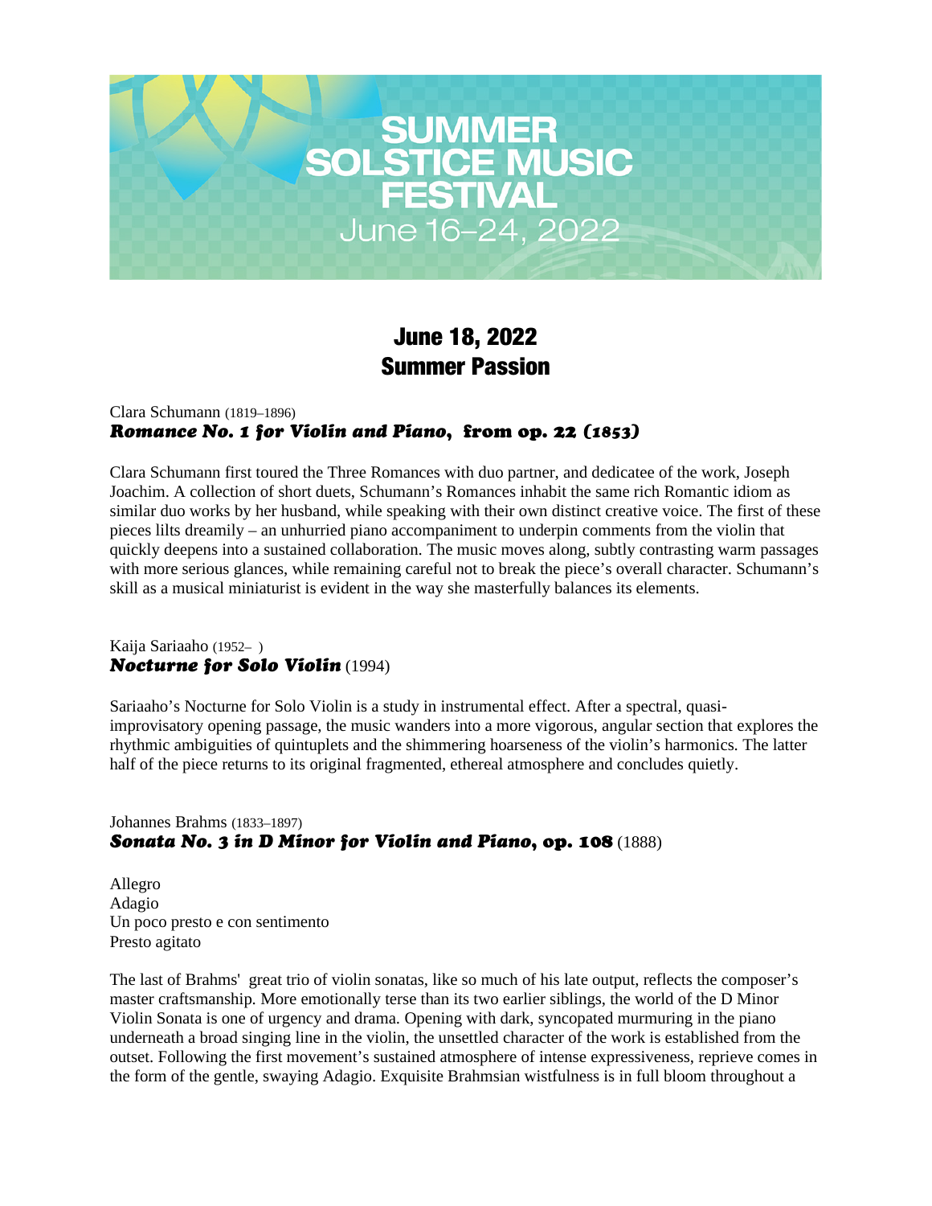# SUMMER SOLSTICE MUSIC FESTIVAL
June 16–24, 2022

## June 18, 2022
## Summer Passion

Clara Schumann (1819–1896)
***Romance No. 1 for Violin and Piano*, from op. 22 (1853)**

Clara Schumann first toured the Three Romances with duo partner, and dedicatee of the work, Joseph Joachim. A collection of short duets, Schumann's Romances inhabit the same rich Romantic idiom as similar duo works by her husband, while speaking with their own distinct creative voice. The first of these pieces lilts dreamily – an unhurried piano accompaniment to underpin comments from the violin that quickly deepens into a sustained collaboration. The music moves along, subtly contrasting warm passages with more serious glances, while remaining careful not to break the piece's overall character. Schumann's skill as a musical miniaturist is evident in the way she masterfully balances its elements.

Kaija Sariaaho (1952– )
***Nocturne for Solo Violin*** (1994)

Sariaaho's Nocturne for Solo Violin is a study in instrumental effect. After a spectral, quasi-improvisatory opening passage, the music wanders into a more vigorous, angular section that explores the rhythmic ambiguities of quintuplets and the shimmering hoarseness of the violin's harmonics. The latter half of the piece returns to its original fragmented, ethereal atmosphere and concludes quietly.

Johannes Brahms (1833–1897)
***Sonata No. 3 in D Minor for Violin and Piano*, op. 108** (1888)

Allegro
Adagio
Un poco presto e con sentimento
Presto agitato

The last of Brahms' great trio of violin sonatas, like so much of his late output, reflects the composer's master craftsmanship. More emotionally terse than its two earlier siblings, the world of the D Minor Violin Sonata is one of urgency and drama. Opening with dark, syncopated murmuring in the piano underneath a broad singing line in the violin, the unsettled character of the work is established from the outset. Following the first movement's sustained atmosphere of intense expressiveness, reprieve comes in the form of the gentle, swaying Adagio. Exquisite Brahmsian wistfulness is in full bloom throughout a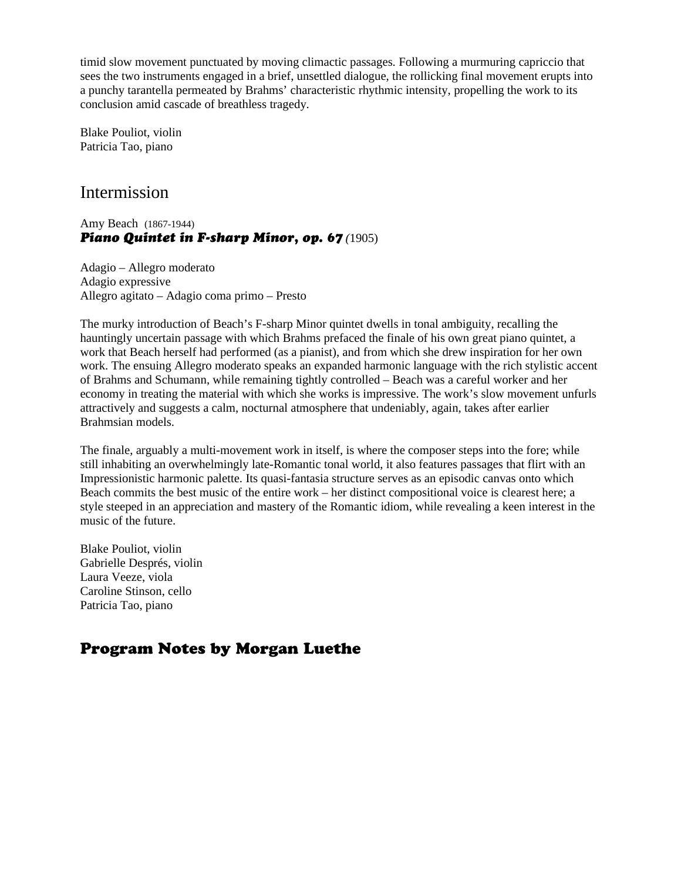timid slow movement punctuated by moving climactic passages. Following a murmuring capriccio that sees the two instruments engaged in a brief, unsettled dialogue, the rollicking final movement erupts into a punchy tarantella permeated by Brahms' characteristic rhythmic intensity, propelling the work to its conclusion amid cascade of breathless tragedy.

Blake Pouliot, violin
Patricia Tao, piano

## Intermission

Amy Beach (1867-1944)
***Piano Quintet in F-sharp Minor, op. 67*** *(*1905)

Adagio – Allegro moderato
Adagio expressive
Allegro agitato – Adagio coma primo – Presto

The murky introduction of Beach's F-sharp Minor quintet dwells in tonal ambiguity, recalling the hauntingly uncertain passage with which Brahms prefaced the finale of his own great piano quintet, a work that Beach herself had performed (as a pianist), and from which she drew inspiration for her own work. The ensuing Allegro moderato speaks an expanded harmonic language with the rich stylistic accent of Brahms and Schumann, while remaining tightly controlled – Beach was a careful worker and her economy in treating the material with which she works is impressive. The work's slow movement unfurls attractively and suggests a calm, nocturnal atmosphere that undeniably, again, takes after earlier Brahmsian models.

The finale, arguably a multi-movement work in itself, is where the composer steps into the fore; while still inhabiting an overwhelmingly late-Romantic tonal world, it also features passages that flirt with an Impressionistic harmonic palette. Its quasi-fantasia structure serves as an episodic canvas onto which Beach commits the best music of the entire work – her distinct compositional voice is clearest here; a style steeped in an appreciation and mastery of the Romantic idiom, while revealing a keen interest in the music of the future.

Blake Pouliot, violin
Gabrielle Després, violin
Laura Veeze, viola
Caroline Stinson, cello
Patricia Tao, piano

## Program Notes by Morgan Luethe